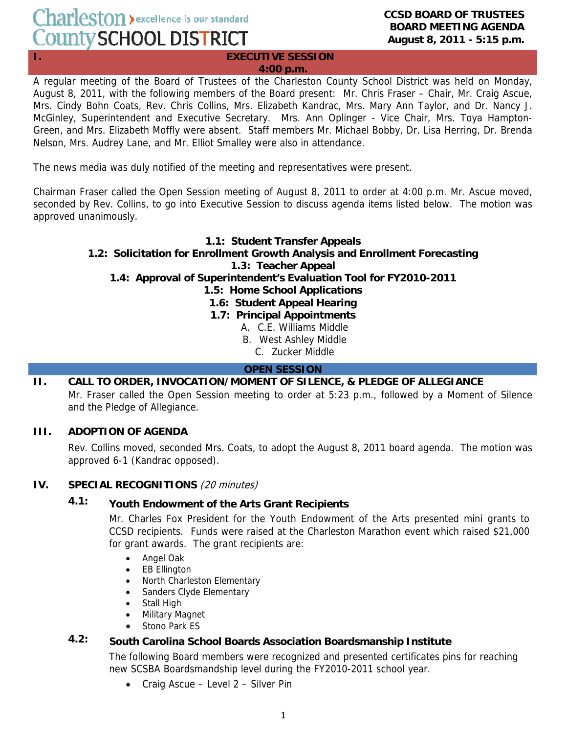Charleston County SCHOOL DISTRICT — excellence is our standard

**CCSD BOARD OF TRUSTEES**
**BOARD MEETING AGENDA**
**August 8, 2011 - 5:15 p.m.**

# I. EXECUTIVE SESSION
**4:00 p.m.**

A regular meeting of the Board of Trustees of the Charleston County School District was held on Monday, August 8, 2011, with the following members of the Board present: Mr. Chris Fraser – Chair, Mr. Craig Ascue, Mrs. Cindy Bohn Coats, Rev. Chris Collins, Mrs. Elizabeth Kandrac, Mrs. Mary Ann Taylor, and Dr. Nancy J. McGinley, Superintendent and Executive Secretary. Mrs. Ann Oplinger - Vice Chair, Mrs. Toya Hampton-Green, and Mrs. Elizabeth Moffly were absent. Staff members Mr. Michael Bobby, Dr. Lisa Herring, Dr. Brenda Nelson, Mrs. Audrey Lane, and Mr. Elliot Smalley were also in attendance.

The news media was duly notified of the meeting and representatives were present.

Chairman Fraser called the Open Session meeting of August 8, 2011 to order at 4:00 p.m. Mr. Ascue moved, seconded by Rev. Collins, to go into Executive Session to discuss agenda items listed below. The motion was approved unanimously.

**1.1: Student Transfer Appeals**
**1.2: Solicitation for Enrollment Growth Analysis and Enrollment Forecasting**
**1.3: Teacher Appeal**
**1.4: Approval of Superintendent's Evaluation Tool for FY2010-2011**
**1.5: Home School Applications**
**1.6: Student Appeal Hearing**
**1.7: Principal Appointments**

A. C.E. Williams Middle
B. West Ashley Middle
C. Zucker Middle

# OPEN SESSION

## II. CALL TO ORDER, INVOCATION/MOMENT OF SILENCE, & PLEDGE OF ALLEGIANCE

Mr. Fraser called the Open Session meeting to order at 5:23 p.m., followed by a Moment of Silence and the Pledge of Allegiance.

## III. ADOPTION OF AGENDA

Rev. Collins moved, seconded Mrs. Coats, to adopt the August 8, 2011 board agenda. The motion was approved 6-1 (Kandrac opposed).

## IV. SPECIAL RECOGNITIONS *(20 minutes)*

### 4.1: Youth Endowment of the Arts Grant Recipients

Mr. Charles Fox President for the Youth Endowment of the Arts presented mini grants to CCSD recipients. Funds were raised at the Charleston Marathon event which raised $21,000 for grant awards. The grant recipients are:

- Angel Oak
- EB Ellington
- North Charleston Elementary
- Sanders Clyde Elementary
- Stall High
- Military Magnet
- Stono Park ES

### 4.2: South Carolina School Boards Association Boardsmanship Institute

The following Board members were recognized and presented certificates pins for reaching new SCSBA Boardsmandship level during the FY2010-2011 school year.

- Craig Ascue – Level 2 – Silver Pin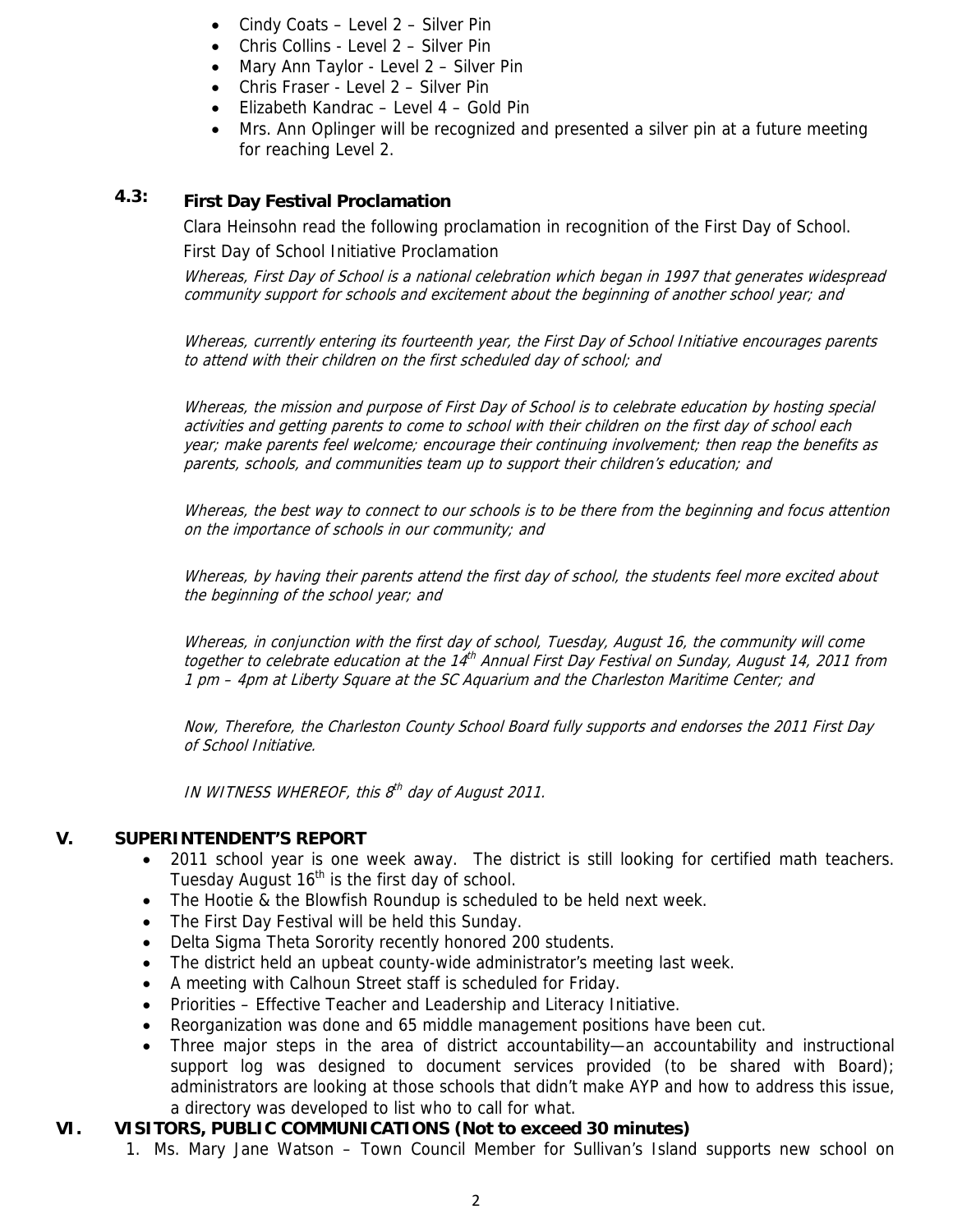- Cindy Coats – Level 2 – Silver Pin
- Chris Collins - Level 2 – Silver Pin
- Mary Ann Taylor - Level 2 – Silver Pin
- Chris Fraser - Level 2 – Silver Pin
- Elizabeth Kandrac – Level 4 – Gold Pin
- Mrs. Ann Oplinger will be recognized and presented a silver pin at a future meeting for reaching Level 2.

### 4.3: First Day Festival Proclamation

Clara Heinsohn read the following proclamation in recognition of the First Day of School.

First Day of School Initiative Proclamation

*Whereas, First Day of School is a national celebration which began in 1997 that generates widespread community support for schools and excitement about the beginning of another school year; and*

*Whereas, currently entering its fourteenth year, the First Day of School Initiative encourages parents to attend with their children on the first scheduled day of school; and*

*Whereas, the mission and purpose of First Day of School is to celebrate education by hosting special activities and getting parents to come to school with their children on the first day of school each year; make parents feel welcome; encourage their continuing involvement; then reap the benefits as parents, schools, and communities team up to support their children's education; and*

*Whereas, the best way to connect to our schools is to be there from the beginning and focus attention on the importance of schools in our community; and*

*Whereas, by having their parents attend the first day of school, the students feel more excited about the beginning of the school year; and*

*Whereas, in conjunction with the first day of school, Tuesday, August 16, the community will come together to celebrate education at the 14th Annual First Day Festival on Sunday, August 14, 2011 from 1 pm – 4pm at Liberty Square at the SC Aquarium and the Charleston Maritime Center; and*

*Now, Therefore, the Charleston County School Board fully supports and endorses the 2011 First Day of School Initiative.*

*IN WITNESS WHEREOF, this 8th day of August 2011.*

## V. SUPERINTENDENT'S REPORT

- 2011 school year is one week away. The district is still looking for certified math teachers. Tuesday August 16th is the first day of school.
- The Hootie & the Blowfish Roundup is scheduled to be held next week.
- The First Day Festival will be held this Sunday.
- Delta Sigma Theta Sorority recently honored 200 students.
- The district held an upbeat county-wide administrator's meeting last week.
- A meeting with Calhoun Street staff is scheduled for Friday.
- Priorities – Effective Teacher and Leadership and Literacy Initiative.
- Reorganization was done and 65 middle management positions have been cut.
- Three major steps in the area of district accountability—an accountability and instructional support log was designed to document services provided (to be shared with Board); administrators are looking at those schools that didn't make AYP and how to address this issue, a directory was developed to list who to call for what.

## VI. VISITORS, PUBLIC COMMUNICATIONS (Not to exceed 30 minutes)

1. Ms. Mary Jane Watson – Town Council Member for Sullivan's Island supports new school on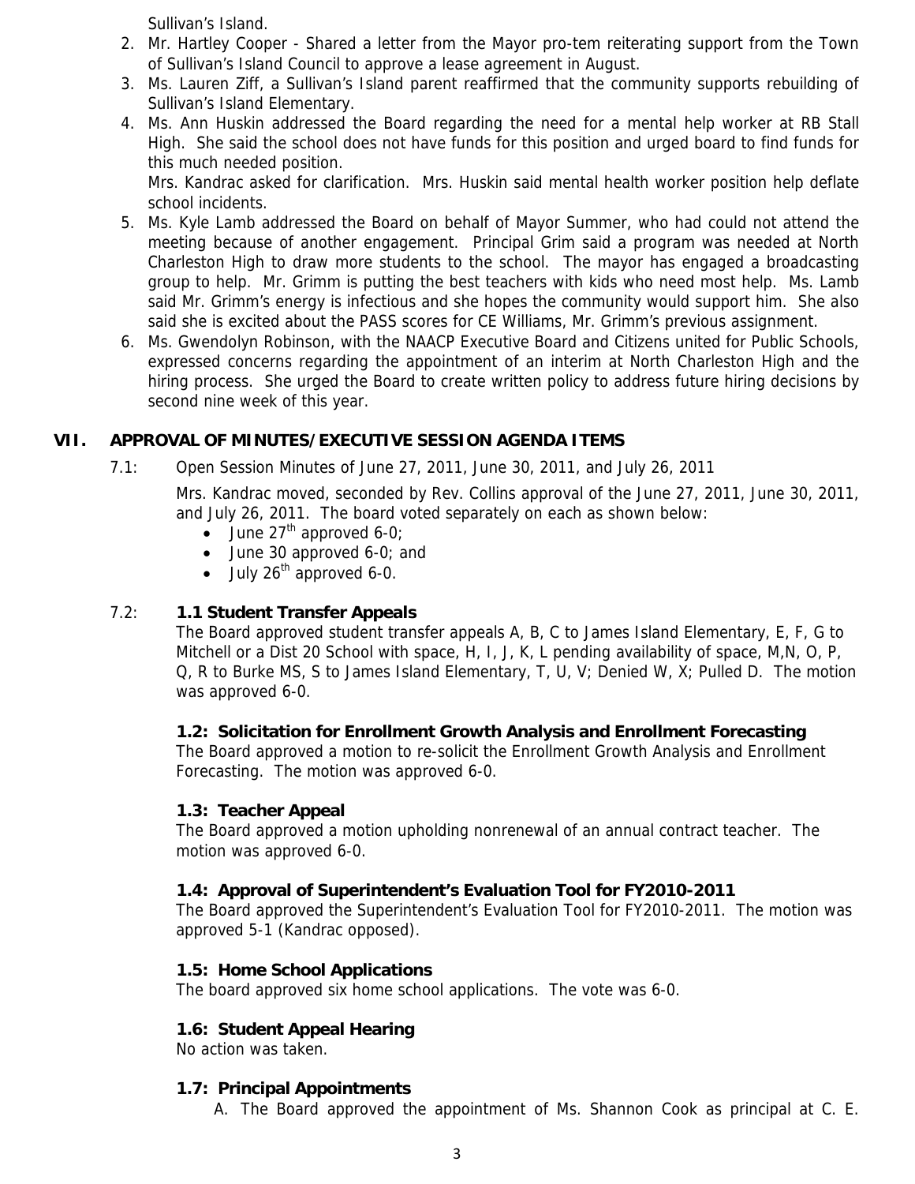Sullivan's Island.

2. Mr. Hartley Cooper - Shared a letter from the Mayor pro-tem reiterating support from the Town of Sullivan's Island Council to approve a lease agreement in August.
3. Ms. Lauren Ziff, a Sullivan's Island parent reaffirmed that the community supports rebuilding of Sullivan's Island Elementary.
4. Ms. Ann Huskin addressed the Board regarding the need for a mental help worker at RB Stall High. She said the school does not have funds for this position and urged board to find funds for this much needed position.
   Mrs. Kandrac asked for clarification. Mrs. Huskin said mental health worker position help deflate school incidents.
5. Ms. Kyle Lamb addressed the Board on behalf of Mayor Summer, who had could not attend the meeting because of another engagement. Principal Grim said a program was needed at North Charleston High to draw more students to the school. The mayor has engaged a broadcasting group to help. Mr. Grimm is putting the best teachers with kids who need most help. Ms. Lamb said Mr. Grimm's energy is infectious and she hopes the community would support him. She also said she is excited about the PASS scores for CE Williams, Mr. Grimm's previous assignment.
6. Ms. Gwendolyn Robinson, with the NAACP Executive Board and Citizens united for Public Schools, expressed concerns regarding the appointment of an interim at North Charleston High and the hiring process. She urged the Board to create written policy to address future hiring decisions by second nine week of this year.

## VII. APPROVAL OF MINUTES/EXECUTIVE SESSION AGENDA ITEMS

7.1: Open Session Minutes of June 27, 2011, June 30, 2011, and July 26, 2011

Mrs. Kandrac moved, seconded by Rev. Collins approval of the June 27, 2011, June 30, 2011, and July 26, 2011. The board voted separately on each as shown below:

- June 27th approved 6-0;
- June 30 approved 6-0; and
- July 26th approved 6-0.

7.2: **1.1 Student Transfer Appeals**

The Board approved student transfer appeals A, B, C to James Island Elementary, E, F, G to Mitchell or a Dist 20 School with space, H, I, J, K, L pending availability of space, M,N, O, P, Q, R to Burke MS, S to James Island Elementary, T, U, V; Denied W, X; Pulled D. The motion was approved 6-0.

**1.2: Solicitation for Enrollment Growth Analysis and Enrollment Forecasting**

The Board approved a motion to re-solicit the Enrollment Growth Analysis and Enrollment Forecasting. The motion was approved 6-0.

**1.3: Teacher Appeal**

The Board approved a motion upholding nonrenewal of an annual contract teacher. The motion was approved 6-0.

**1.4: Approval of Superintendent's Evaluation Tool for FY2010-2011**

The Board approved the Superintendent's Evaluation Tool for FY2010-2011. The motion was approved 5-1 (Kandrac opposed).

**1.5: Home School Applications**

The board approved six home school applications. The vote was 6-0.

**1.6: Student Appeal Hearing**

No action was taken.

**1.7: Principal Appointments**

A. The Board approved the appointment of Ms. Shannon Cook as principal at C. E.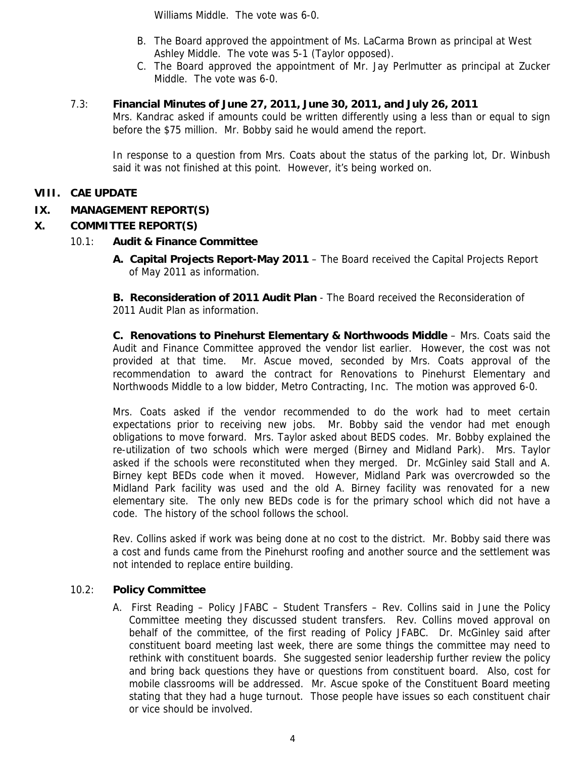Williams Middle. The vote was 6-0.

B. The Board approved the appointment of Ms. LaCarma Brown as principal at West Ashley Middle. The vote was 5-1 (Taylor opposed).

C. The Board approved the appointment of Mr. Jay Perlmutter as principal at Zucker Middle. The vote was 6-0.

7.3: **Financial Minutes of June 27, 2011, June 30, 2011, and July 26, 2011**

Mrs. Kandrac asked if amounts could be written differently using a less than or equal to sign before the $75 million. Mr. Bobby said he would amend the report.

In response to a question from Mrs. Coats about the status of the parking lot, Dr. Winbush said it was not finished at this point. However, it's being worked on.

## VIII. CAE UPDATE

## IX. MANAGEMENT REPORT(S)

## X. COMMITTEE REPORT(S)

10.1: **Audit & Finance Committee**

**A. Capital Projects Report-May 2011** – The Board received the Capital Projects Report of May 2011 as information.

**B. Reconsideration of 2011 Audit Plan** - The Board received the Reconsideration of 2011 Audit Plan as information.

**C. Renovations to Pinehurst Elementary & Northwoods Middle** – Mrs. Coats said the Audit and Finance Committee approved the vendor list earlier. However, the cost was not provided at that time. Mr. Ascue moved, seconded by Mrs. Coats approval of the recommendation to award the contract for Renovations to Pinehurst Elementary and Northwoods Middle to a low bidder, Metro Contracting, Inc. The motion was approved 6-0.

Mrs. Coats asked if the vendor recommended to do the work had to meet certain expectations prior to receiving new jobs. Mr. Bobby said the vendor had met enough obligations to move forward. Mrs. Taylor asked about BEDS codes. Mr. Bobby explained the re-utilization of two schools which were merged (Birney and Midland Park). Mrs. Taylor asked if the schools were reconstituted when they merged. Dr. McGinley said Stall and A. Birney kept BEDs code when it moved. However, Midland Park was overcrowded so the Midland Park facility was used and the old A. Birney facility was renovated for a new elementary site. The only new BEDs code is for the primary school which did not have a code. The history of the school follows the school.

Rev. Collins asked if work was being done at no cost to the district. Mr. Bobby said there was a cost and funds came from the Pinehurst roofing and another source and the settlement was not intended to replace entire building.

10.2: **Policy Committee**

A. First Reading – Policy JFABC – Student Transfers – Rev. Collins said in June the Policy Committee meeting they discussed student transfers. Rev. Collins moved approval on behalf of the committee, of the first reading of Policy JFABC. Dr. McGinley said after constituent board meeting last week, there are some things the committee may need to rethink with constituent boards. She suggested senior leadership further review the policy and bring back questions they have or questions from constituent board. Also, cost for mobile classrooms will be addressed. Mr. Ascue spoke of the Constituent Board meeting stating that they had a huge turnout. Those people have issues so each constituent chair or vice should be involved.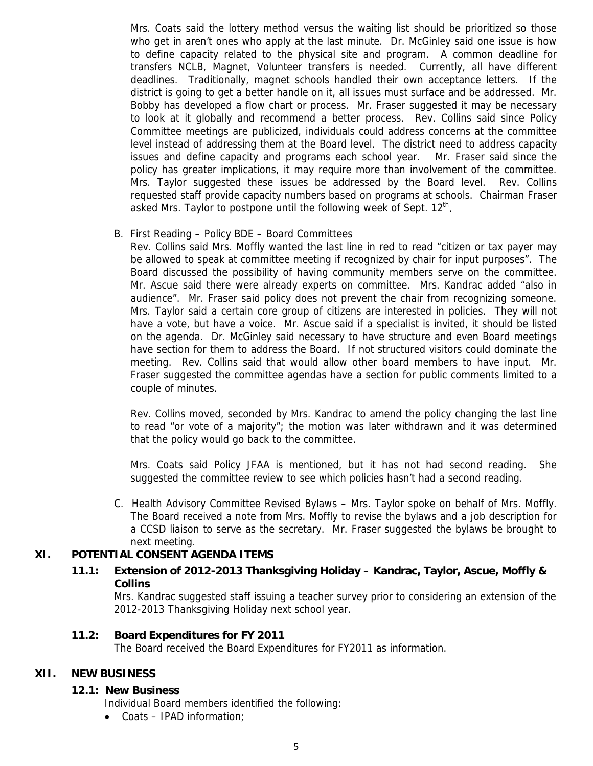Mrs. Coats said the lottery method versus the waiting list should be prioritized so those who get in aren't ones who apply at the last minute. Dr. McGinley said one issue is how to define capacity related to the physical site and program. A common deadline for transfers NCLB, Magnet, Volunteer transfers is needed. Currently, all have different deadlines. Traditionally, magnet schools handled their own acceptance letters. If the district is going to get a better handle on it, all issues must surface and be addressed. Mr. Bobby has developed a flow chart or process. Mr. Fraser suggested it may be necessary to look at it globally and recommend a better process. Rev. Collins said since Policy Committee meetings are publicized, individuals could address concerns at the committee level instead of addressing them at the Board level. The district need to address capacity issues and define capacity and programs each school year. Mr. Fraser said since the policy has greater implications, it may require more than involvement of the committee. Mrs. Taylor suggested these issues be addressed by the Board level. Rev. Collins requested staff provide capacity numbers based on programs at schools. Chairman Fraser asked Mrs. Taylor to postpone until the following week of Sept. 12th.

B. First Reading – Policy BDE – Board Committees

Rev. Collins said Mrs. Moffly wanted the last line in red to read "citizen or tax payer may be allowed to speak at committee meeting if recognized by chair for input purposes". The Board discussed the possibility of having community members serve on the committee. Mr. Ascue said there were already experts on committee. Mrs. Kandrac added "also in audience". Mr. Fraser said policy does not prevent the chair from recognizing someone. Mrs. Taylor said a certain core group of citizens are interested in policies. They will not have a vote, but have a voice. Mr. Ascue said if a specialist is invited, it should be listed on the agenda. Dr. McGinley said necessary to have structure and even Board meetings have section for them to address the Board. If not structured visitors could dominate the meeting. Rev. Collins said that would allow other board members to have input. Mr. Fraser suggested the committee agendas have a section for public comments limited to a couple of minutes.

Rev. Collins moved, seconded by Mrs. Kandrac to amend the policy changing the last line to read "or vote of a majority"; the motion was later withdrawn and it was determined that the policy would go back to the committee.

Mrs. Coats said Policy JFAA is mentioned, but it has not had second reading. She suggested the committee review to see which policies hasn't had a second reading.

C. Health Advisory Committee Revised Bylaws – Mrs. Taylor spoke on behalf of Mrs. Moffly. The Board received a note from Mrs. Moffly to revise the bylaws and a job description for a CCSD liaison to serve as the secretary. Mr. Fraser suggested the bylaws be brought to next meeting.

## XI. POTENTIAL CONSENT AGENDA ITEMS

### 11.1: Extension of 2012-2013 Thanksgiving Holiday – Kandrac, Taylor, Ascue, Moffly & Collins

Mrs. Kandrac suggested staff issuing a teacher survey prior to considering an extension of the 2012-2013 Thanksgiving Holiday next school year.

### 11.2: Board Expenditures for FY 2011

The Board received the Board Expenditures for FY2011 as information.

## XII. NEW BUSINESS

### 12.1: New Business

Individual Board members identified the following:

- Coats – IPAD information;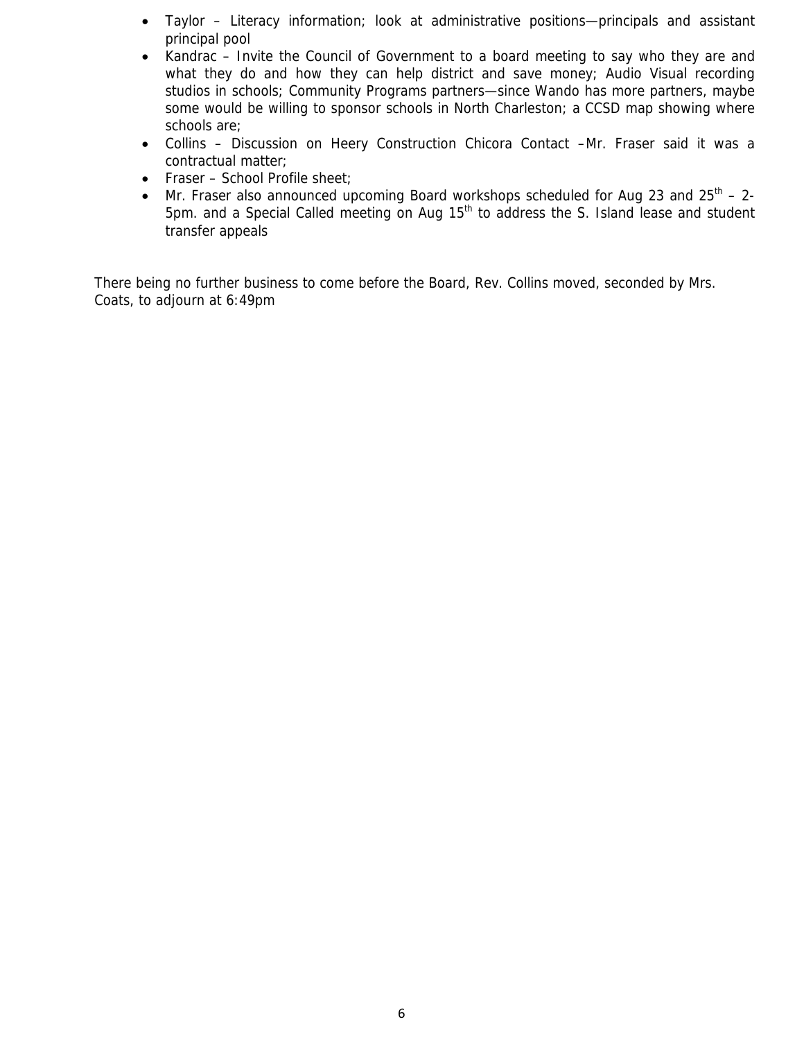- Taylor – Literacy information; look at administrative positions—principals and assistant principal pool
- Kandrac – Invite the Council of Government to a board meeting to say who they are and what they do and how they can help district and save money; Audio Visual recording studios in schools; Community Programs partners—since Wando has more partners, maybe some would be willing to sponsor schools in North Charleston; a CCSD map showing where schools are;
- Collins – Discussion on Heery Construction Chicora Contact –Mr. Fraser said it was a contractual matter;
- Fraser – School Profile sheet;
- Mr. Fraser also announced upcoming Board workshops scheduled for Aug 23 and 25th – 2-5pm. and a Special Called meeting on Aug 15th to address the S. Island lease and student transfer appeals

There being no further business to come before the Board, Rev. Collins moved, seconded by Mrs. Coats, to adjourn at 6:49pm